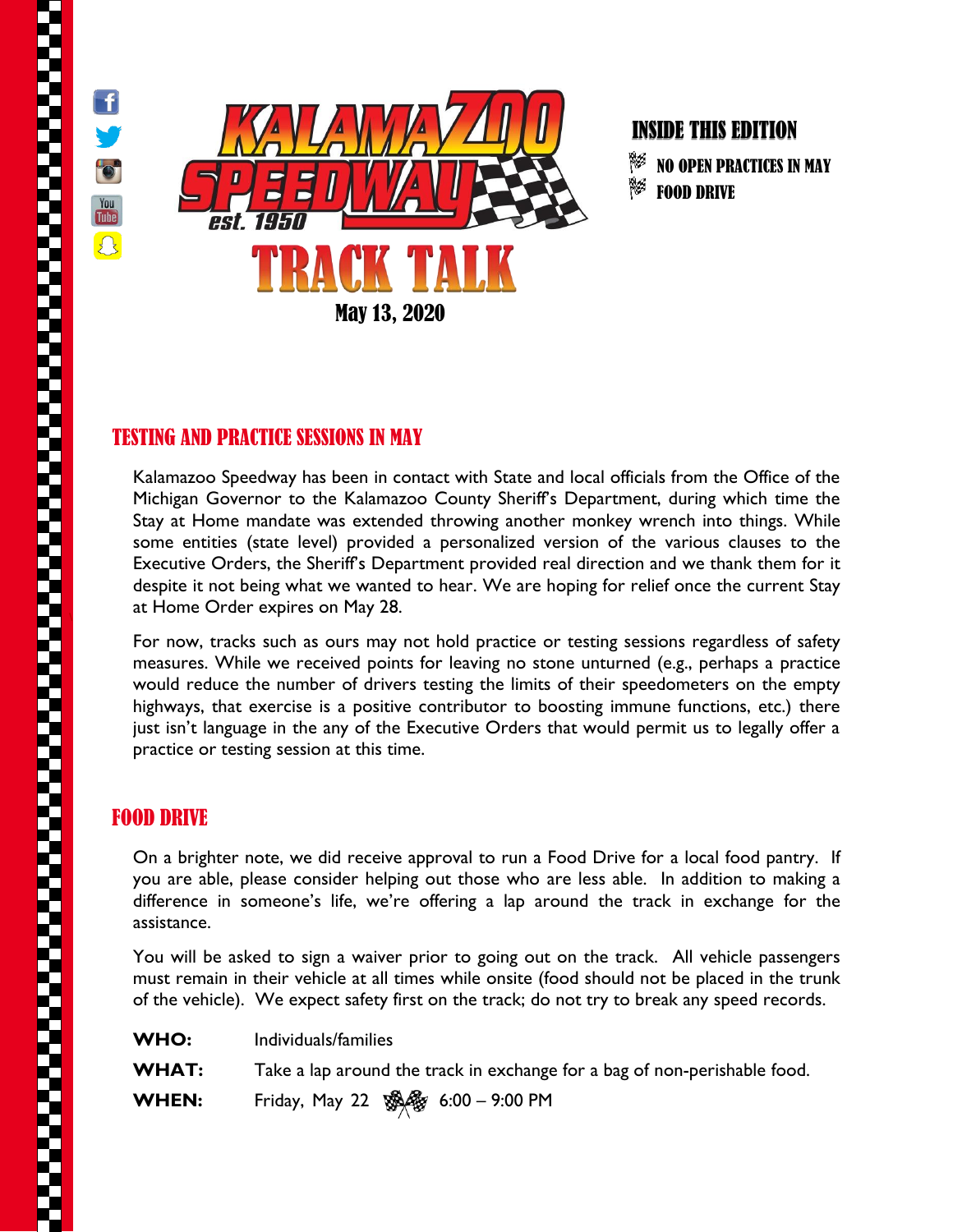# KALAMAZOO SPEEDWAY

est. 1950

# TRACK TALK

May 13, 2020

## INSIDE THIS EDITION

- NO OPEN PRACTICES IN MAY
- FOOD DRIVE

## TESTING AND PRACTICE SESSIONS IN MAY

Kalamazoo Speedway has been in contact with State and local officials from the Office of the Michigan Governor to the Kalamazoo County Sheriff's Department, during which time the Stay at Home mandate was extended throwing another monkey wrench into things. While some entities (state level) provided a personalized version of the various clauses to the Executive Orders, the Sheriff's Department provided real direction and we thank them for it despite it not being what we wanted to hear. We are hoping for relief once the current Stay at Home Order expires on May 28.

For now, tracks such as ours may not hold practice or testing sessions regardless of safety measures. While we received points for leaving no stone unturned (e.g., perhaps a practice would reduce the number of drivers testing the limits of their speedometers on the empty highways, that exercise is a positive contributor to boosting immune functions, etc.) there just isn't language in the any of the Executive Orders that would permit us to legally offer a practice or testing session at this time.

## FOOD DRIVE

On a brighter note, we did receive approval to run a Food Drive for a local food pantry. If you are able, please consider helping out those who are less able. In addition to making a difference in someone's life, we're offering a lap around the track in exchange for the assistance.

You will be asked to sign a waiver prior to going out on the track. All vehicle passengers must remain in their vehicle at all times while onsite (food should not be placed in the trunk of the vehicle). We expect safety first on the track; do not try to break any speed records.

**WHO:** Individuals/families

**WHAT:** Take a lap around the track in exchange for a bag of non-perishable food.

**WHEN:** Friday, May 22 — 6:00 – 9:00 PM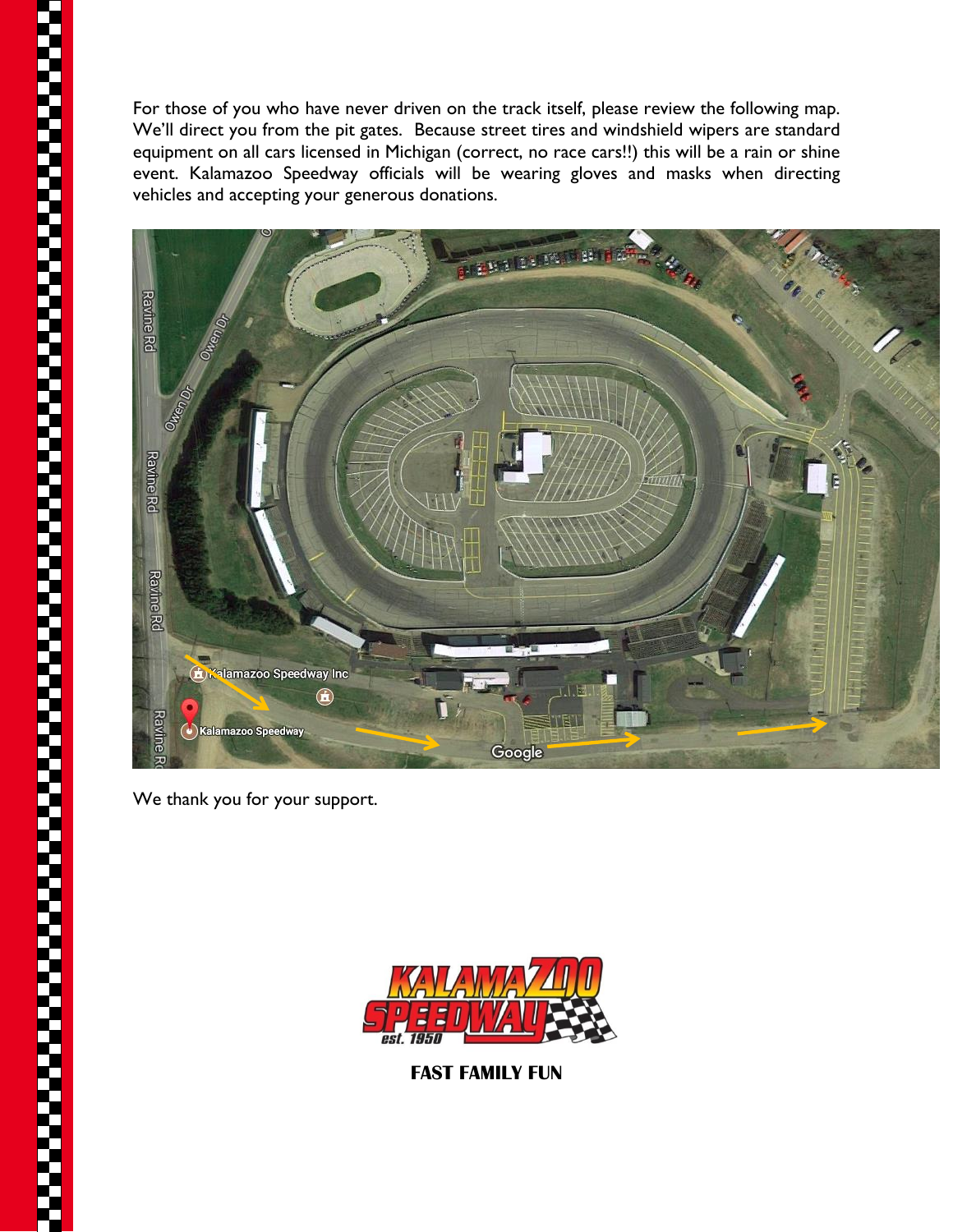For those of you who have never driven on the track itself, please review the following map. We'll direct you from the pit gates. Because street tires and windshield wipers are standard equipment on all cars licensed in Michigan (correct, no race cars!!) this will be a rain or shine event. Kalamazoo Speedway officials will be wearing gloves and masks when directing vehicles and accepting your generous donations.

Ravine Rd

Owen Dr

Kalamazoo Speedway Inc

Kalamazoo Speedway

Google

We thank you for your support.

KALAMAZOO SPEEDWAY est. 1950

**FAST FAMILY FUN**